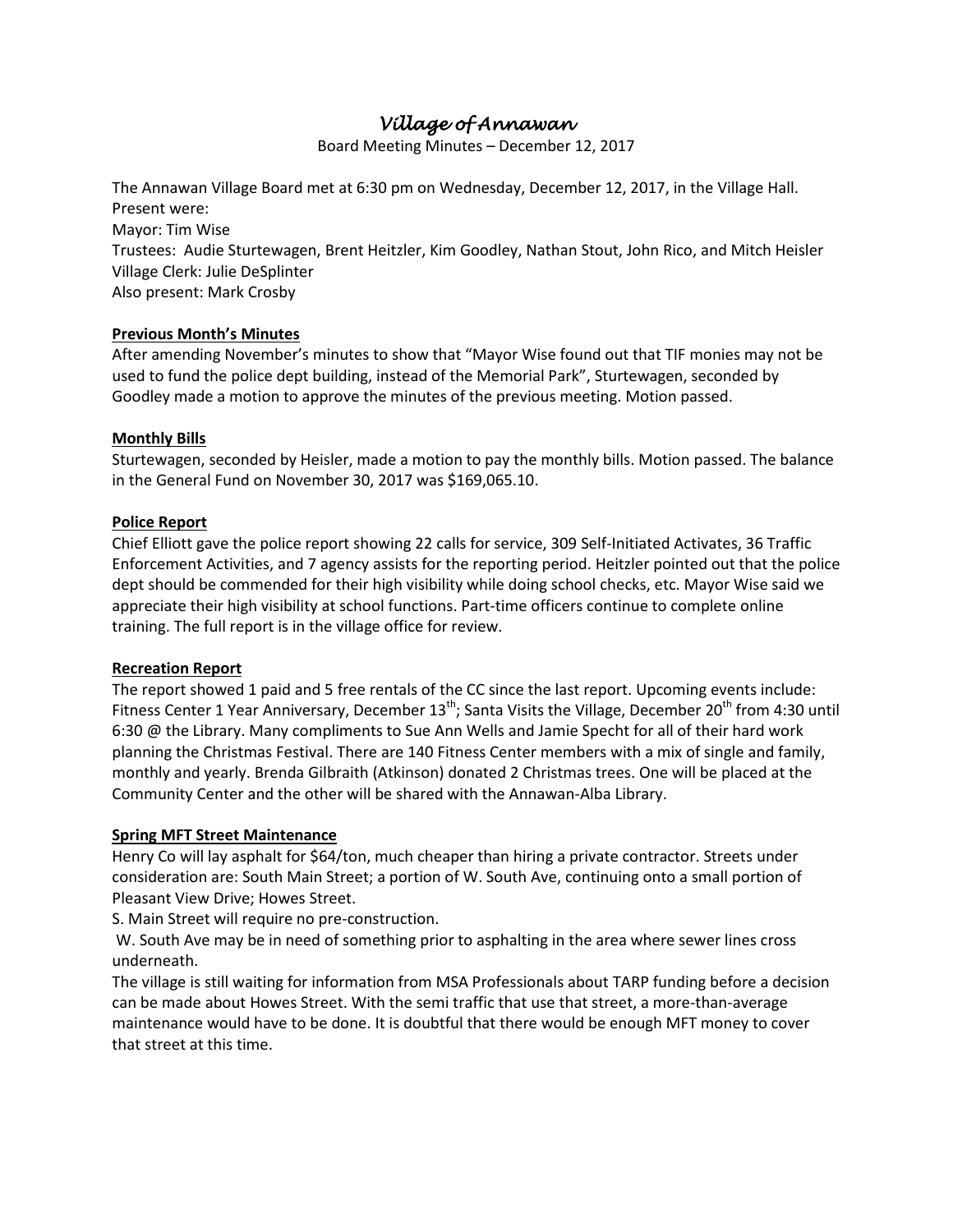# *Village of Annawan*

Board Meeting Minutes – December 12, 2017

The Annawan Village Board met at 6:30 pm on Wednesday, December 12, 2017, in the Village Hall.
Present were:
Mayor: Tim Wise
Trustees: Audie Sturtewagen, Brent Heitzler, Kim Goodley, Nathan Stout, John Rico, and Mitch Heisler
Village Clerk: Julie DeSplinter
Also present: Mark Crosby

**Previous Month's Minutes**

After amending November's minutes to show that "Mayor Wise found out that TIF monies may not be used to fund the police dept building, instead of the Memorial Park", Sturtewagen, seconded by Goodley made a motion to approve the minutes of the previous meeting. Motion passed.

**Monthly Bills**

Sturtewagen, seconded by Heisler, made a motion to pay the monthly bills. Motion passed. The balance in the General Fund on November 30, 2017 was $169,065.10.

**Police Report**

Chief Elliott gave the police report showing 22 calls for service, 309 Self-Initiated Activates, 36 Traffic Enforcement Activities, and 7 agency assists for the reporting period. Heitzler pointed out that the police dept should be commended for their high visibility while doing school checks, etc. Mayor Wise said we appreciate their high visibility at school functions. Part-time officers continue to complete online training. The full report is in the village office for review.

**Recreation Report**

The report showed 1 paid and 5 free rentals of the CC since the last report. Upcoming events include: Fitness Center 1 Year Anniversary, December 13th; Santa Visits the Village, December 20th from 4:30 until 6:30 @ the Library. Many compliments to Sue Ann Wells and Jamie Specht for all of their hard work planning the Christmas Festival. There are 140 Fitness Center members with a mix of single and family, monthly and yearly. Brenda Gilbraith (Atkinson) donated 2 Christmas trees. One will be placed at the Community Center and the other will be shared with the Annawan-Alba Library.

**Spring MFT Street Maintenance**

Henry Co will lay asphalt for $64/ton, much cheaper than hiring a private contractor. Streets under consideration are: South Main Street; a portion of W. South Ave, continuing onto a small portion of Pleasant View Drive; Howes Street.

S. Main Street will require no pre-construction.

W. South Ave may be in need of something prior to asphalting in the area where sewer lines cross underneath.

The village is still waiting for information from MSA Professionals about TARP funding before a decision can be made about Howes Street. With the semi traffic that use that street, a more-than-average maintenance would have to be done. It is doubtful that there would be enough MFT money to cover that street at this time.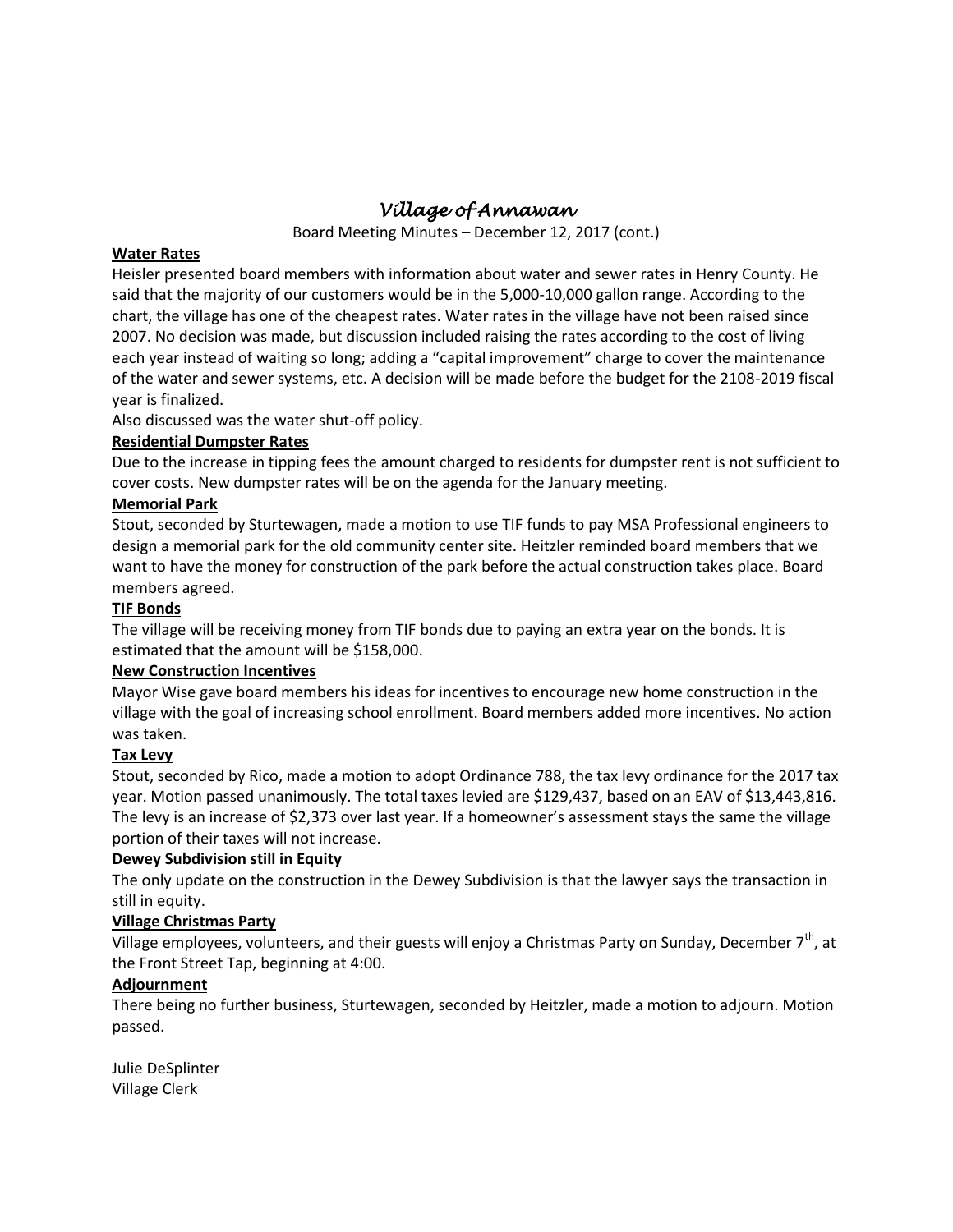# *Village of Annawan*

Board Meeting Minutes – December 12, 2017 (cont.)

**Water Rates**

Heisler presented board members with information about water and sewer rates in Henry County. He said that the majority of our customers would be in the 5,000-10,000 gallon range. According to the chart, the village has one of the cheapest rates. Water rates in the village have not been raised since 2007. No decision was made, but discussion included raising the rates according to the cost of living each year instead of waiting so long; adding a "capital improvement" charge to cover the maintenance of the water and sewer systems, etc. A decision will be made before the budget for the 2108-2019 fiscal year is finalized.

Also discussed was the water shut-off policy.

**Residential Dumpster Rates**

Due to the increase in tipping fees the amount charged to residents for dumpster rent is not sufficient to cover costs. New dumpster rates will be on the agenda for the January meeting.

**Memorial Park**

Stout, seconded by Sturtewagen, made a motion to use TIF funds to pay MSA Professional engineers to design a memorial park for the old community center site. Heitzler reminded board members that we want to have the money for construction of the park before the actual construction takes place. Board members agreed.

**TIF Bonds**

The village will be receiving money from TIF bonds due to paying an extra year on the bonds. It is estimated that the amount will be $158,000.

**New Construction Incentives**

Mayor Wise gave board members his ideas for incentives to encourage new home construction in the village with the goal of increasing school enrollment. Board members added more incentives. No action was taken.

**Tax Levy**

Stout, seconded by Rico, made a motion to adopt Ordinance 788, the tax levy ordinance for the 2017 tax year. Motion passed unanimously. The total taxes levied are $129,437, based on an EAV of $13,443,816. The levy is an increase of $2,373 over last year. If a homeowner's assessment stays the same the village portion of their taxes will not increase.

**Dewey Subdivision still in Equity**

The only update on the construction in the Dewey Subdivision is that the lawyer says the transaction in still in equity.

**Village Christmas Party**

Village employees, volunteers, and their guests will enjoy a Christmas Party on Sunday, December 7th, at the Front Street Tap, beginning at 4:00.

**Adjournment**

There being no further business, Sturtewagen, seconded by Heitzler, made a motion to adjourn. Motion passed.

Julie DeSplinter
Village Clerk